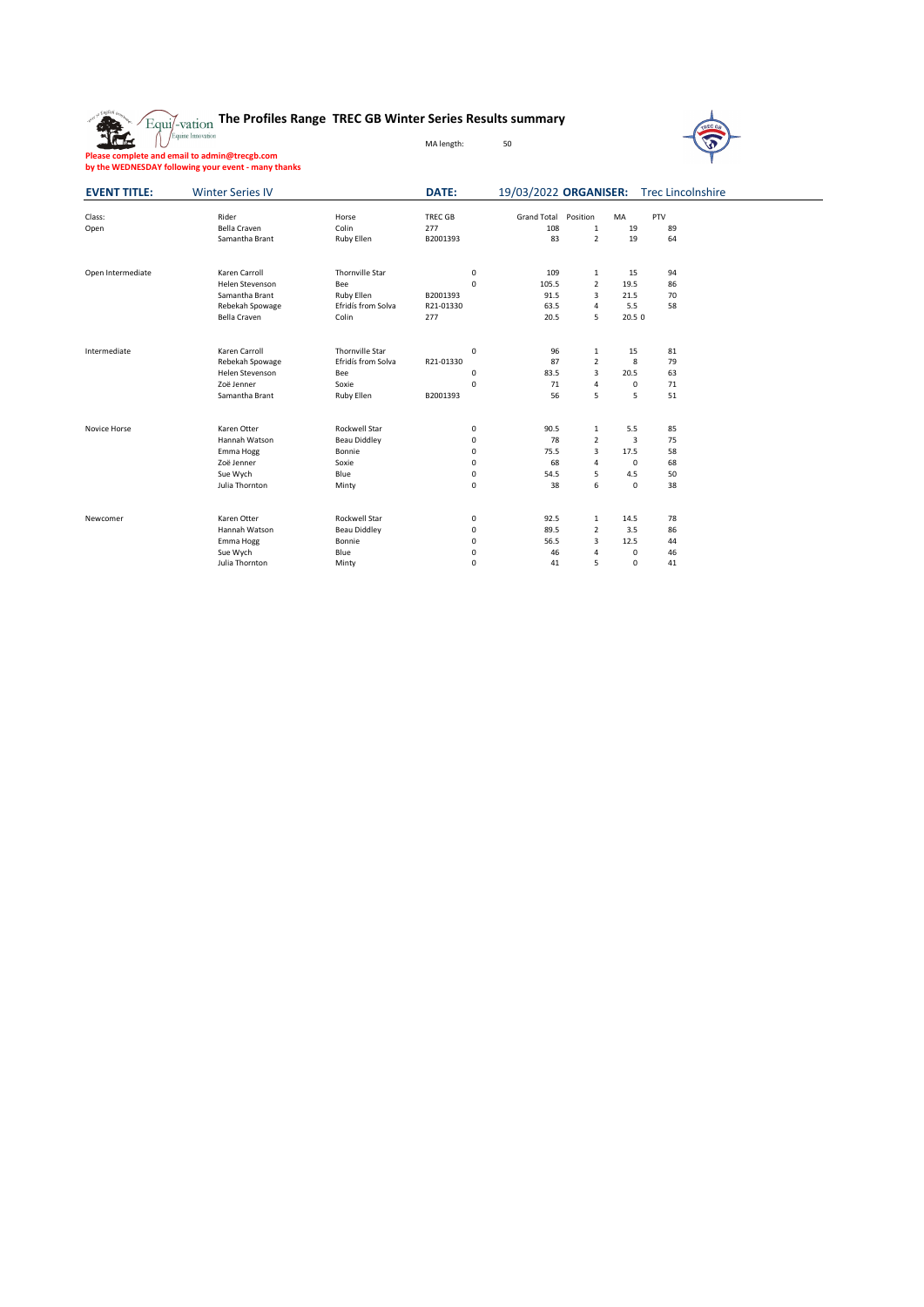# The Profiles Range TREC GB Winter Series Results summary

MA length: 50

**Please complete and email to admin@trecgb.com by the WEDNESDAY following your event - many thanks**

| **EVENT TITLE:** | Winter Series IV | **DATE:** | 19/03/2022 | **ORGANISER:** | Trec Lincolnshire |
|---|---|---|---|---|---|

| Class: | Rider | Horse | TREC GB | Grand Total | Position | MA | PTV |
|---|---|---|---|---|---|---|---|
| Open | Bella Craven | Colin | 277 | 108 | 1 | 19 | 89 |
| | Samantha Brant | Ruby Ellen | B2001393 | 83 | 2 | 19 | 64 |
| | | | | | | | |
| Open Intermediate | Karen Carroll | Thornville Star | 0 | 109 | 1 | 15 | 94 |
| | Helen Stevenson | Bee | 0 | 105.5 | 2 | 19.5 | 86 |
| | Samantha Brant | Ruby Ellen | B2001393 | 91.5 | 3 | 21.5 | 70 |
| | Rebekah Spowage | Efridis from Solva | R21-01330 | 63.5 | 4 | 5.5 | 58 |
| | Bella Craven | Colin | 277 | 20.5 | 5 | 20.5 0 | |
| | | | | | | | |
| Intermediate | Karen Carroll | Thornville Star | 0 | 96 | 1 | 15 | 81 |
| | Rebekah Spowage | Efridis from Solva | R21-01330 | 87 | 2 | 8 | 79 |
| | Helen Stevenson | Bee | 0 | 83.5 | 3 | 20.5 | 63 |
| | Zoë Jenner | Soxie | 0 | 71 | 4 | 0 | 71 |
| | Samantha Brant | Ruby Ellen | B2001393 | 56 | 5 | 5 | 51 |
| | | | | | | | |
| Novice Horse | Karen Otter | Rockwell Star | 0 | 90.5 | 1 | 5.5 | 85 |
| | Hannah Watson | Beau Diddley | 0 | 78 | 2 | 3 | 75 |
| | Emma Hogg | Bonnie | 0 | 75.5 | 3 | 17.5 | 58 |
| | Zoë Jenner | Soxie | 0 | 68 | 4 | 0 | 68 |
| | Sue Wych | Blue | 0 | 54.5 | 5 | 4.5 | 50 |
| | Julia Thornton | Minty | 0 | 38 | 6 | 0 | 38 |
| | | | | | | | |
| Newcomer | Karen Otter | Rockwell Star | 0 | 92.5 | 1 | 14.5 | 78 |
| | Hannah Watson | Beau Diddley | 0 | 89.5 | 2 | 3.5 | 86 |
| | Emma Hogg | Bonnie | 0 | 56.5 | 3 | 12.5 | 44 |
| | Sue Wych | Blue | 0 | 46 | 4 | 0 | 46 |
| | Julia Thornton | Minty | 0 | 41 | 5 | 0 | 41 |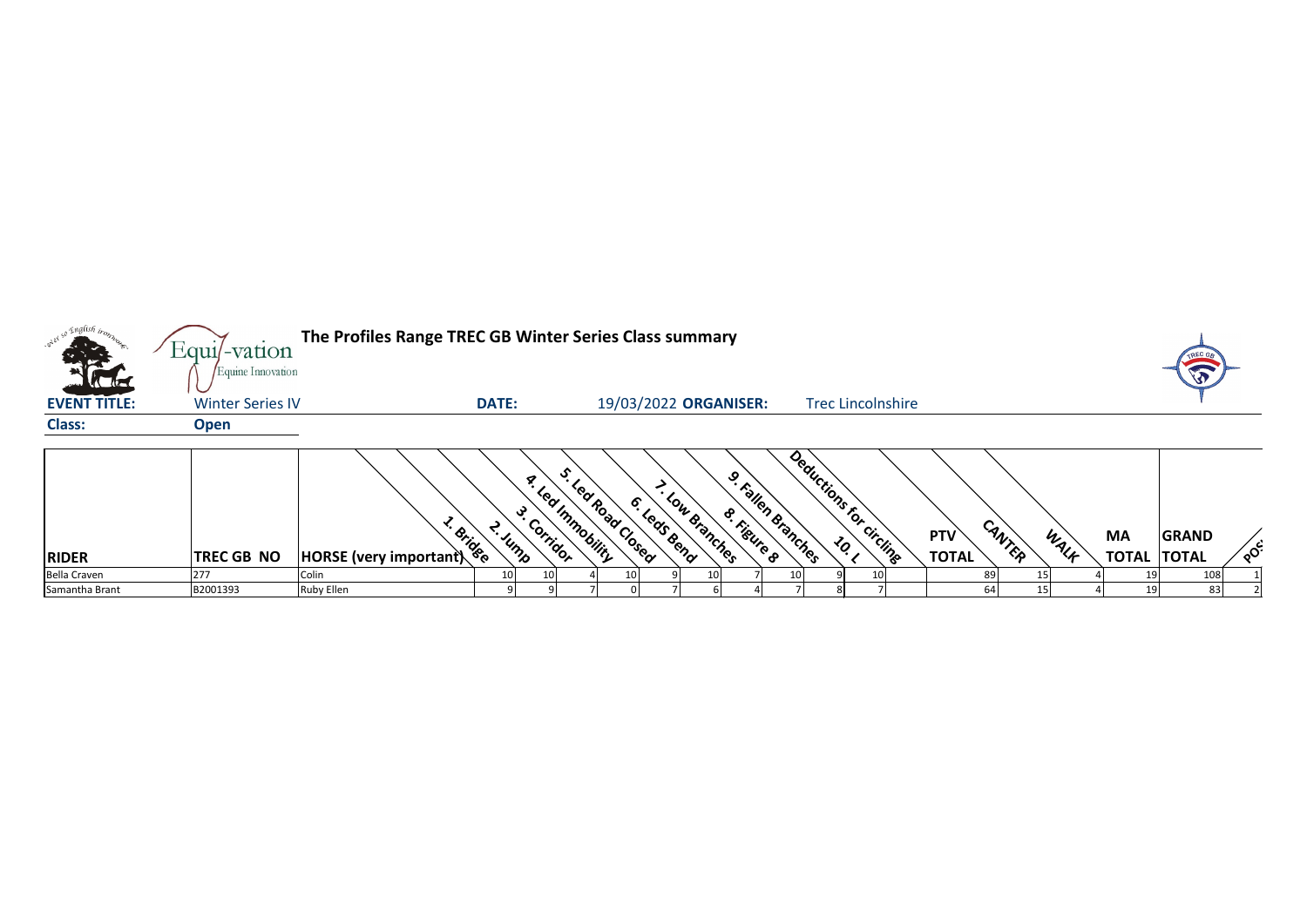# The Profiles Range TREC GB Winter Series Class summary

**EVENT TITLE:** Winter Series IV **DATE:** 19/03/2022 **ORGANISER:** Trec Lincolnshire

**Class:** Open

| RIDER | TREC GB NO | HORSE (very important) | 1. Bridge | 2. Jump | 3. Corridor | 4. Led Immobility | 5. Led Road Closed | 6. LedS Bend | 7. Low Branches | 8. Figure 8 | 9. Fallen Branches | 10. L | Deductions for circling | PTV TOTAL | CANTER | WALK | MA TOTAL | GRAND TOTAL | POS |
|---|---|---|---|---|---|---|---|---|---|---|---|---|---|---|---|---|---|---|---|
| Bella Craven | 277 | Colin | 10 | 10 | 4 | 10 | 9 | 10 | 7 | 10 | 9 | 10 | | 89 | 15 | 4 | 19 | 108 | 1 |
| Samantha Brant | B2001393 | Ruby Ellen | 9 | 9 | 7 | 0 | 7 | 6 | 4 | 7 | 8 | 7 | | 64 | 15 | 4 | 19 | 83 | 2 |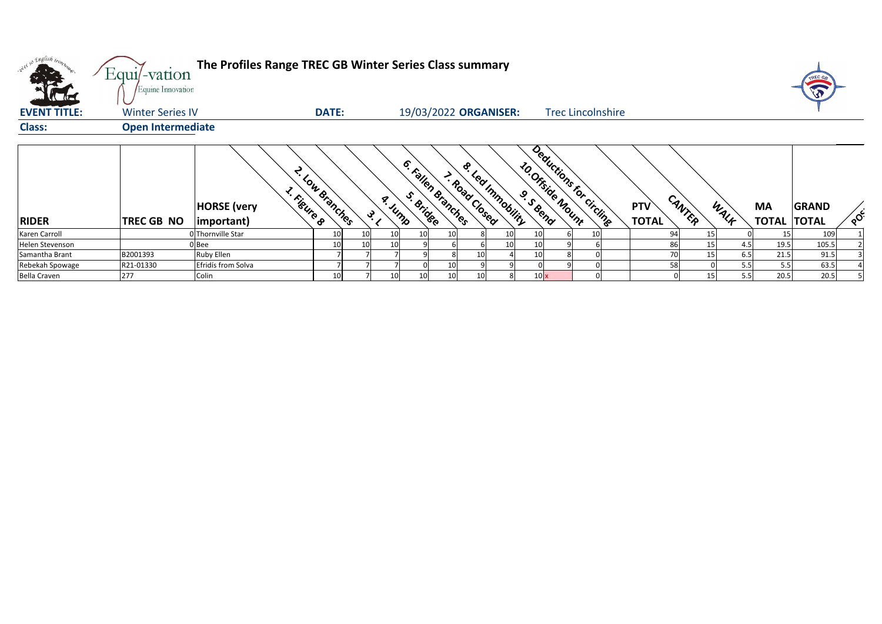# The Profiles Range TREC GB Winter Series Class summary

Equi-vation Equine Innovation

**EVENT TITLE:** Winter Series IV **DATE:** 19/03/2022 **ORGANISER:** Trec Lincolnshire

**Class:** **Open Intermediate**

| RIDER | TREC GB NO | HORSE (very important) | 1. Figure 8 | 2. Low Branches | 3. L | 4. Jump | 5. Bridge | 6. Fallen Branches | 7. Road Closed | 8. Led Immobility | 9. S Bend | 10. Offside Mount | Deductions for circling | PTV TOTAL | CANTER | WALK | MA TOTAL | GRAND TOTAL | POS |
|---|---|---|---|---|---|---|---|---|---|---|---|---|---|---|---|---|---|---|---|
| Karen Carroll | 0 | Thornville Star | 10 | 10 | 10 | 10 | 10 | 8 | 10 | 10 | 6 | 10 | | 94 | 15 | 0 | 15 | 109 | 1 |
| Helen Stevenson | 0 | Bee | 10 | 10 | 10 | 9 | 6 | 6 | 10 | 10 | 9 | 6 | | 86 | 15 | 4.5 | 19.5 | 105.5 | 2 |
| Samantha Brant | B2001393 | Ruby Ellen | 7 | 7 | 7 | 9 | 8 | 10 | 4 | 10 | 8 | 0 | | 70 | 15 | 6.5 | 21.5 | 91.5 | 3 |
| Rebekah Spowage | R21-01330 | Efridís from Solva | 7 | 7 | 7 | 0 | 10 | 9 | 9 | 0 | 9 | 0 | | 58 | 0 | 5.5 | 5.5 | 63.5 | 4 |
| Bella Craven | 277 | Colin | 10 | 7 | 10 | 10 | 10 | 10 | 8 | 10 x | | 0 | | 0 | 15 | 5.5 | 20.5 | 20.5 | 5 |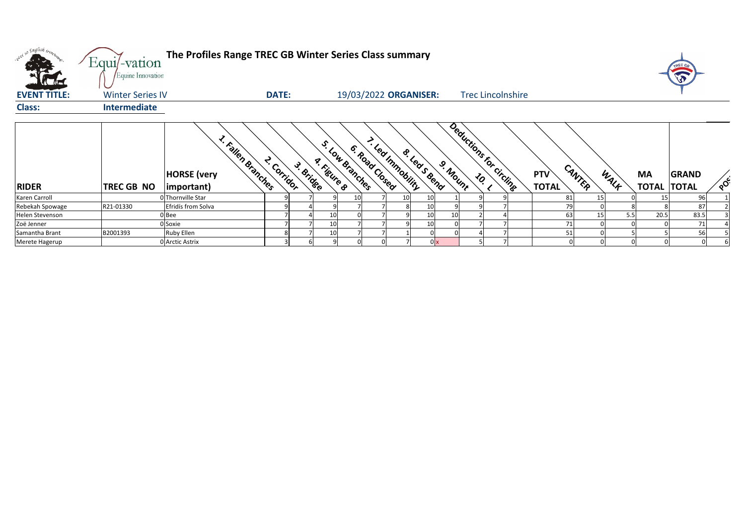# The Profiles Range TREC GB Winter Series Class summary

Equi-vation Equine Innovation

**EVENT TITLE:** Winter Series IV **DATE:** 19/03/2022 **ORGANISER:** Trec Lincolnshire

**Class:** Intermediate

| RIDER | TREC GB NO | HORSE (very important) | 1. Fallen Branches | 2. Corridor | 3. Bridge | 4. Figure 8 | 5. Low Branches | 6. Road Closed | 7. Led Immobility | 8. Led S Bend | 9. Mount | 10. L | Deductions for circling | PTV TOTAL | CANTER | WALK | MA TOTAL | GRAND TOTAL | POS |
|---|---|---|---|---|---|---|---|---|---|---|---|---|---|---|---|---|---|---|---|
| Karen Carroll | 0 | Thornville Star | 9 | 7 | 9 | 10 | 7 | 10 | 10 | 1 | 9 | 9 | | 81 | 15 | 0 | 15 | 96 | 1 |
| Rebekah Spowage | R21-01330 | Efridís from Solva | 9 | 4 | 9 | 7 | 7 | 8 | 10 | 9 | 9 | 7 | | 79 | 0 | 8 | 8 | 87 | 2 |
| Helen Stevenson | 0 | Bee | 7 | 4 | 10 | 0 | 7 | 9 | 10 | 10 | 2 | 4 | | 63 | 15 | 5.5 | 20.5 | 83.5 | 3 |
| Zoë Jenner | 0 | Soxie | 7 | 7 | 10 | 7 | 7 | 9 | 10 | 0 | 7 | 7 | | 71 | 0 | 0 | 0 | 71 | 4 |
| Samantha Brant | B2001393 | Ruby Ellen | 8 | 7 | 10 | 7 | 7 | 1 | 0 | 0 | 4 | 7 | | 51 | 0 | 5 | 5 | 56 | 5 |
| Merete Hagerup | 0 | Arctic Astrix | 3 | 6 | 9 | 0 | 0 | 7 | 0 | x | 5 | 7 | | 0 | 0 | 0 | 0 | 0 | 6 |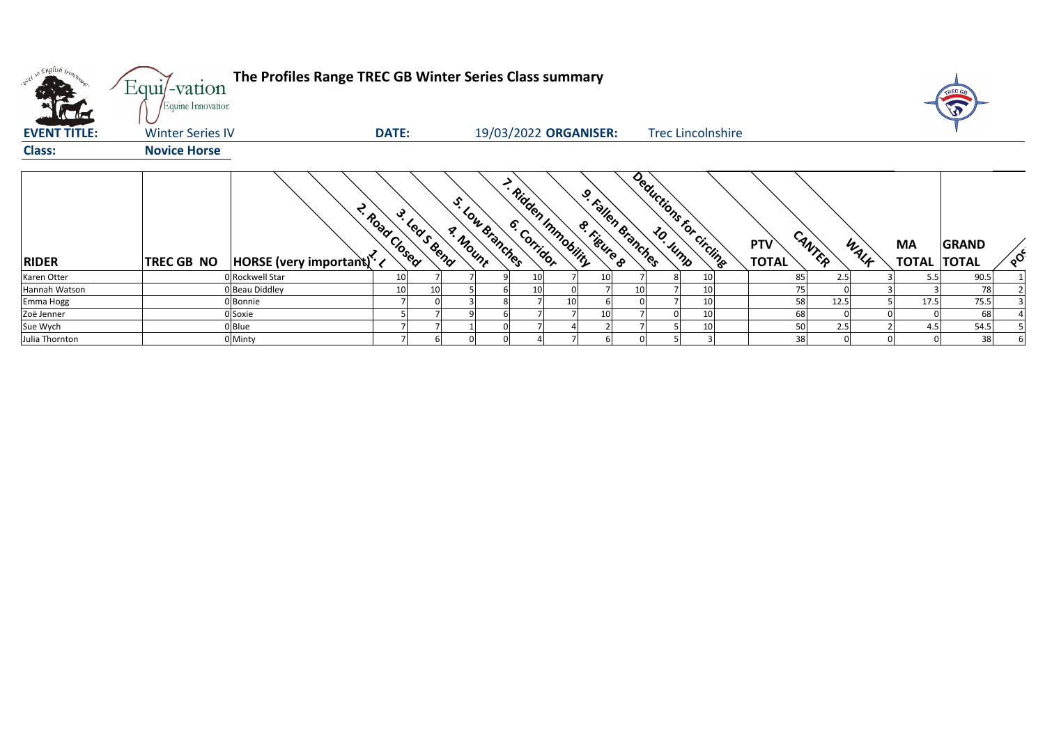# The Profiles Range TREC GB Winter Series Class summary

**EVENT TITLE:** Winter Series IV **DATE:** 19/03/2022 **ORGANISER:** Trec Lincolnshire

**Class:** Novice Horse

| RIDER | TREC GB NO | HORSE (very important) | 1. L | 2. Road Closed | 3. Led S Bend | 4. Mount | 5. Low Branches | 6. Corridor | 7. Ridden Immobility | 8. Figure 8 | 9. Fallen Branches | 10. Jump | Deductions for circling | PTV TOTAL | CANTER | WALK | MA TOTAL | GRAND TOTAL | POS |
|---|---|---|---|---|---|---|---|---|---|---|---|---|---|---|---|---|---|---|---|
| Karen Otter | 0 | Rockwell Star | 10 | 7 | 7 | 9 | 10 | 7 | 10 | 7 | 8 | 10 | | 85 | 2.5 | 3 | 5.5 | 90.5 | 1 |
| Hannah Watson | 0 | Beau Diddley | 10 | 10 | 5 | 6 | 10 | 0 | 7 | 10 | 7 | 10 | | 75 | 0 | 3 | 3 | 78 | 2 |
| Emma Hogg | 0 | Bonnie | 7 | 0 | 3 | 8 | 7 | 10 | 6 | 0 | 7 | 10 | | 58 | 12.5 | 5 | 17.5 | 75.5 | 3 |
| Zoë Jenner | 0 | Soxie | 5 | 7 | 9 | 6 | 7 | 7 | 10 | 7 | 0 | 10 | | 68 | 0 | 0 | 0 | 68 | 4 |
| Sue Wych | 0 | Blue | 7 | 7 | 1 | 0 | 7 | 4 | 2 | 7 | 5 | 10 | | 50 | 2.5 | 2 | 4.5 | 54.5 | 5 |
| Julia Thornton | 0 | Minty | 7 | 6 | 0 | 0 | 4 | 7 | 6 | 0 | 5 | 3 | | 38 | 0 | 0 | 0 | 38 | 6 |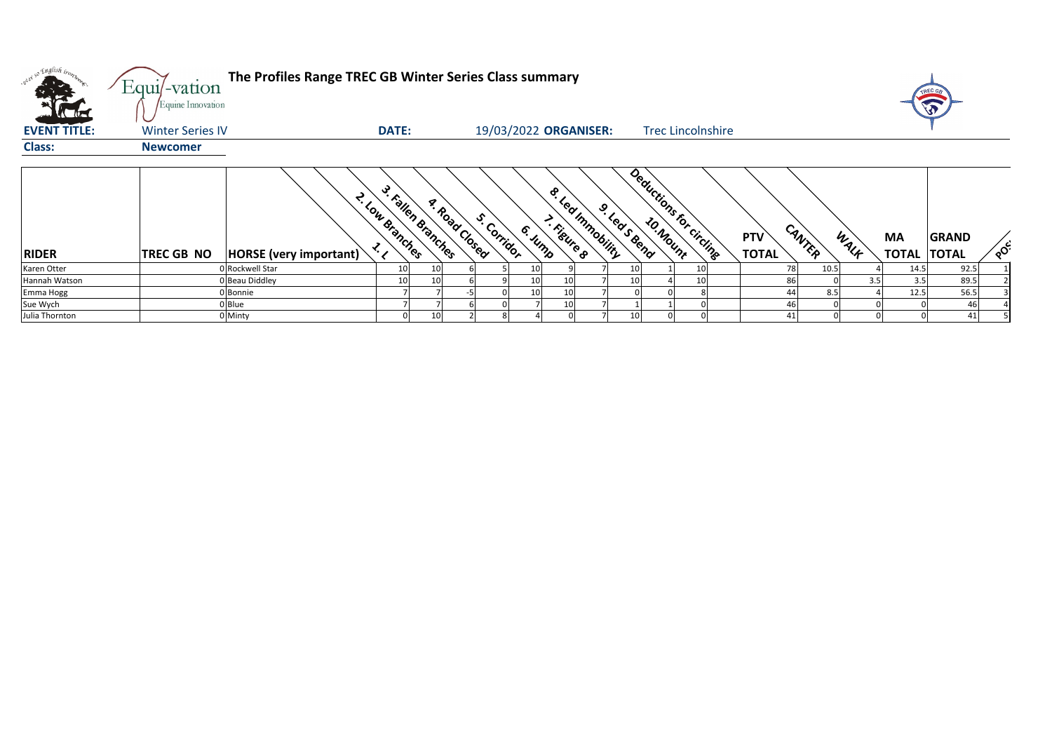# The Profiles Range TREC GB Winter Series Class summary

**EVENT TITLE:** Winter Series IV **DATE:** 19/03/2022 **ORGANISER:** Trec Lincolnshire

**Class:** Newcomer

| RIDER | TREC GB NO | HORSE (very important) | 1. L | 2. Low Branches | 3. Fallen Branches | 4. Road Closed | 5. Corridor | 6. Jump | 7. Figure 8 | 8. Led Immobility | 9. Led S Bend | 10. Mount | Deductions for circling | PTV TOTAL | CANTER | WALK | MA TOTAL | GRAND TOTAL | POS |
|---|---|---|---|---|---|---|---|---|---|---|---|---|---|---|---|---|---|---|---|
| Karen Otter | 0 | Rockwell Star | 10 | 10 | 6 | 5 | 10 | 9 | 7 | 10 | 1 | 10 | | 78 | 10.5 | 4 | 14.5 | 92.5 | 1 |
| Hannah Watson | 0 | Beau Diddley | 10 | 10 | 6 | 9 | 10 | 10 | 7 | 10 | 4 | 10 | | 86 | 0 | 3.5 | 3.5 | 89.5 | 2 |
| Emma Hogg | 0 | Bonnie | 7 | 7 | -5 | 0 | 10 | 10 | 7 | 0 | 0 | 8 | | 44 | 8.5 | 4 | 12.5 | 56.5 | 3 |
| Sue Wych | 0 | Blue | 7 | 7 | 6 | 0 | 7 | 10 | 7 | 1 | 1 | 0 | | 46 | 0 | 0 | 0 | 46 | 4 |
| Julia Thornton | 0 | Minty | 0 | 10 | 2 | 8 | 4 | 0 | 7 | 10 | 0 | 0 | | 41 | 0 | 0 | 0 | 41 | 5 |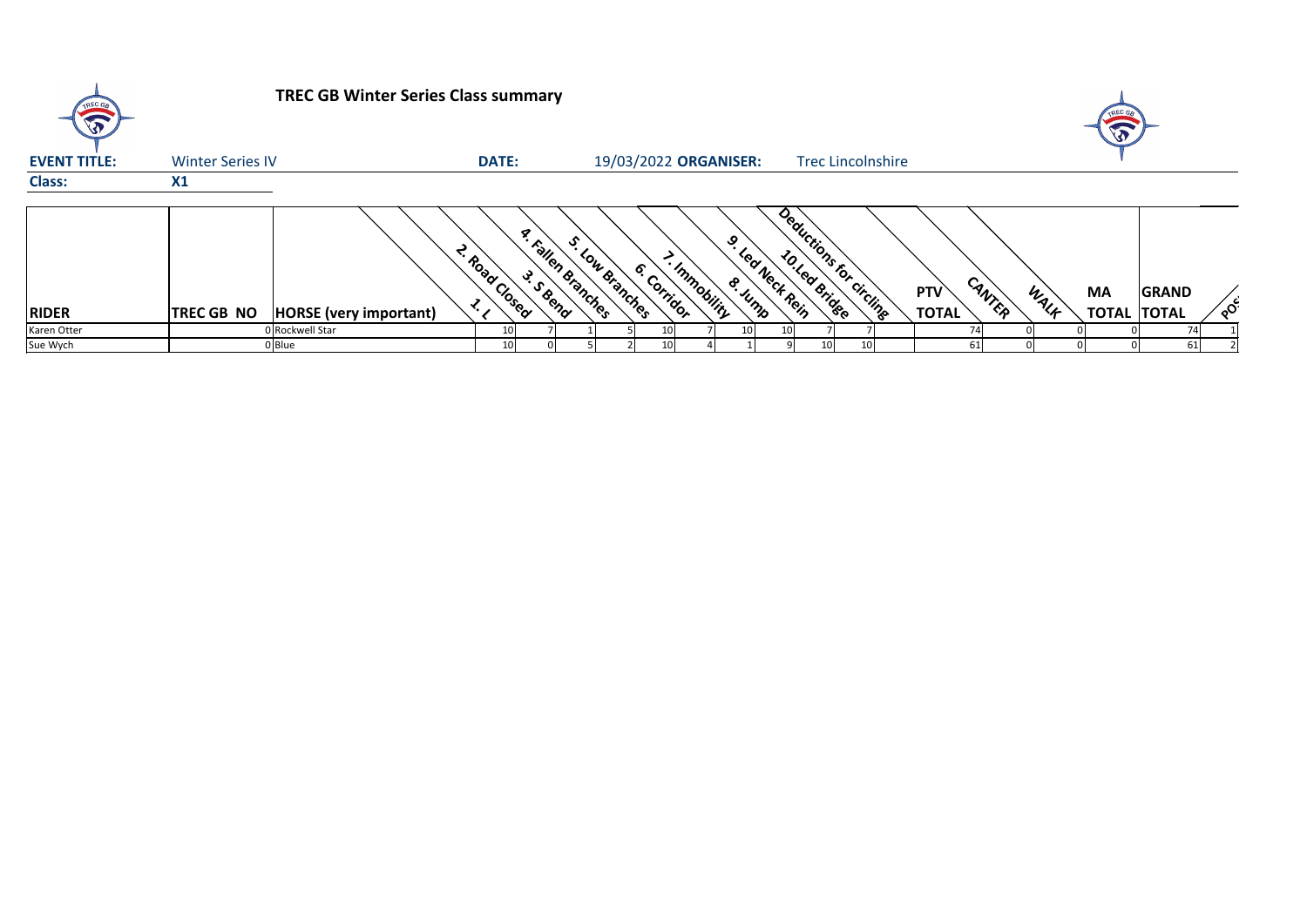**TREC GB Winter Series Class summary**

| **EVENT TITLE:** | Winter Series IV | **DATE:** | 19/03/2022 | **ORGANISER:** | Trec Lincolnshire |
|---|---|---|---|---|---|
| **Class:** | **X1** | | | | |

| **RIDER** | **TREC GB NO** | **HORSE (very important)** | 1. L | 2. Road Closed | 3. S Bend | 4. Fallen Branches | 5. Low Branches | 6. Corridor | 7. Immobility | 8. Jump | 9. Led Neck Rein | 10. Led Bridge | Deductions for circling | **PTV TOTAL** | CANTER | WALK | **MA TOTAL** | **GRAND TOTAL** | POS |
|---|---|---|---|---|---|---|---|---|---|---|---|---|---|---|---|---|---|---|---|
| Karen Otter | 0 | Rockwell Star | 10 | 7 | 1 | 5 | 10 | 7 | 10 | 10 | 7 | 7 | | 74 | 0 | 0 | 0 | 74 | 1 |
| Sue Wych | 0 | Blue | 10 | 0 | 5 | 2 | 10 | 4 | 1 | 9 | 10 | 10 | | 61 | 0 | 0 | 0 | 61 | 2 |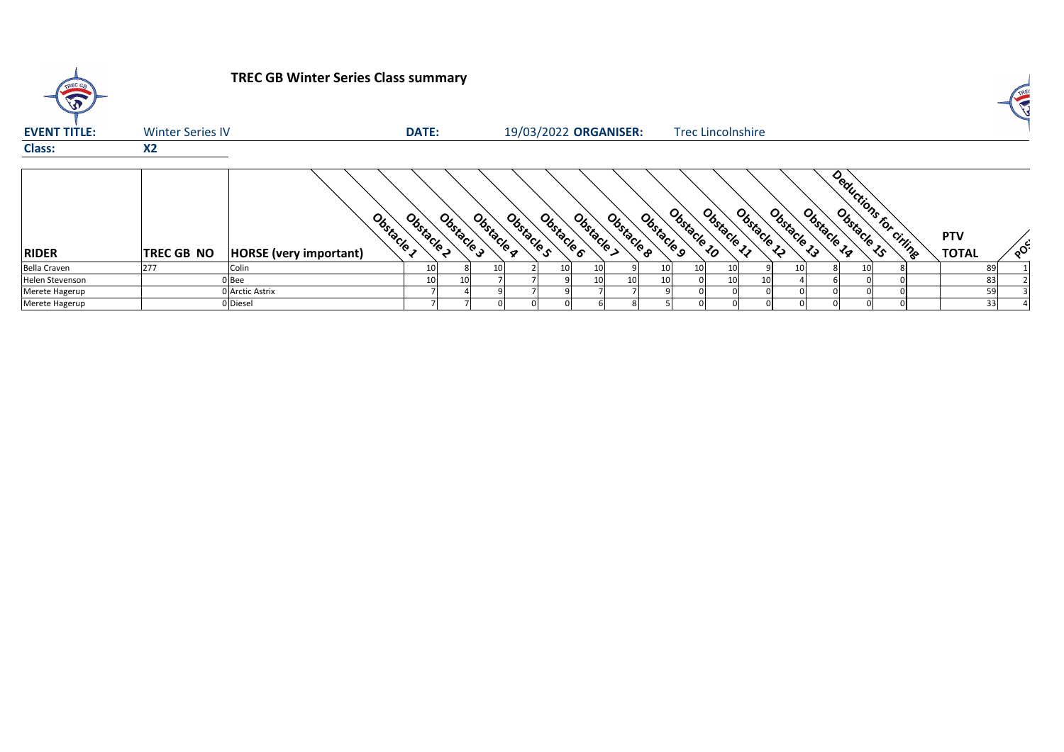# TREC GB Winter Series Class summary

**EVENT TITLE:** Winter Series IV  **DATE:** 19/03/2022  **ORGANISER:** Trec Lincolnshire

**Class:** X2

| RIDER | TREC GB NO | HORSE (very important) | Obstacle 1 | Obstacle 2 | Obstacle 3 | Obstacle 4 | Obstacle 5 | Obstacle 6 | Obstacle 7 | Obstacle 8 | Obstacle 9 | Obstacle 10 | Obstacle 11 | Obstacle 12 | Obstacle 13 | Obstacle 14 | Obstacle 15 | Deductions for circling | PTV TOTAL | POS |
|---|---|---|---|---|---|---|---|---|---|---|---|---|---|---|---|---|---|---|---|---|
| Bella Craven | 277 | Colin | 10 | 8 | 10 | 2 | 10 | 10 | 9 | 10 | 10 | 10 | 9 | 10 | 8 | 10 | 8 | | 89 | 1 |
| Helen Stevenson | 0 | Bee | 10 | 10 | 7 | 7 | 9 | 10 | 10 | 10 | 0 | 10 | 10 | 4 | 6 | 0 | 0 | | 83 | 2 |
| Merete Hagerup | 0 | Arctic Astrix | 7 | 4 | 9 | 7 | 9 | 7 | 7 | 9 | 0 | 0 | 0 | 0 | 0 | 0 | 0 | | 59 | 3 |
| Merete Hagerup | 0 | Diesel | 7 | 7 | 0 | 0 | 0 | 6 | 8 | 5 | 0 | 0 | 0 | 0 | 0 | 0 | 0 | | 33 | 4 |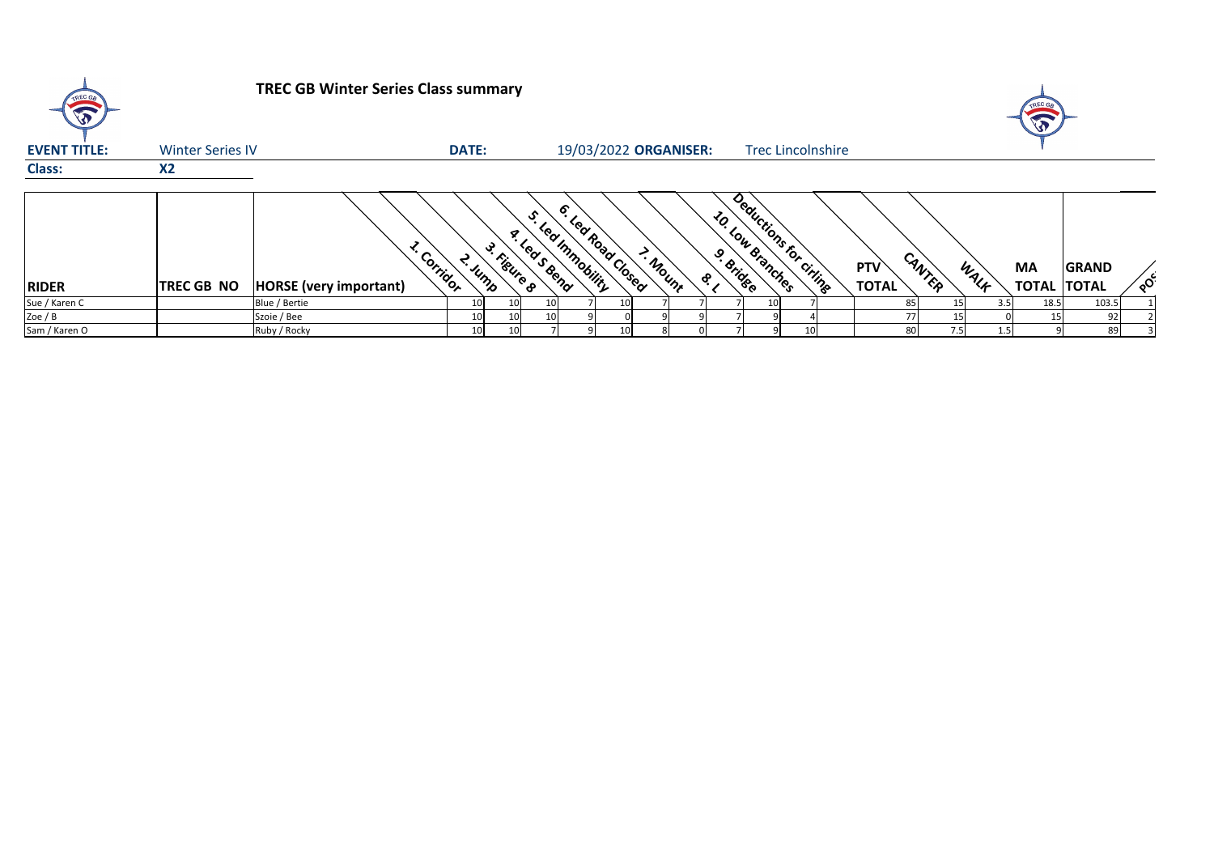# TREC GB Winter Series Class summary

**EVENT TITLE:** Winter Series IV **DATE:** 19/03/2022 **ORGANISER:** Trec Lincolnshire

**Class:** X2

| RIDER | TREC GB NO | HORSE (very important) | 1. Corridor | 2. Jump | 3. Figure 8 | 4. Led S Bend | 5. Led Immobility | 6. Led Road Closed | 7. Mount | 8. L | 9. Bridge | 10. Low Branches | Deductions for circling | PTV TOTAL | CANTER | WALK | MA TOTAL | GRAND TOTAL | POS |
|---|---|---|---|---|---|---|---|---|---|---|---|---|---|---|---|---|---|---|---|
| Sue / Karen C | | Blue / Bertie | 10 | 10 | 10 | 7 | 10 | 7 | 7 | 7 | 10 | 7 | | 85 | 15 | 3.5 | 18.5 | 103.5 | 1 |
| Zoe / B | | Szoie / Bee | 10 | 10 | 10 | 9 | 0 | 9 | 9 | 7 | 9 | 4 | | 77 | 15 | 0 | 15 | 92 | 2 |
| Sam / Karen O | | Ruby / Rocky | 10 | 10 | 7 | 9 | 10 | 8 | 0 | 7 | 9 | 10 | | 80 | 7.5 | 1.5 | 9 | 89 | 3 |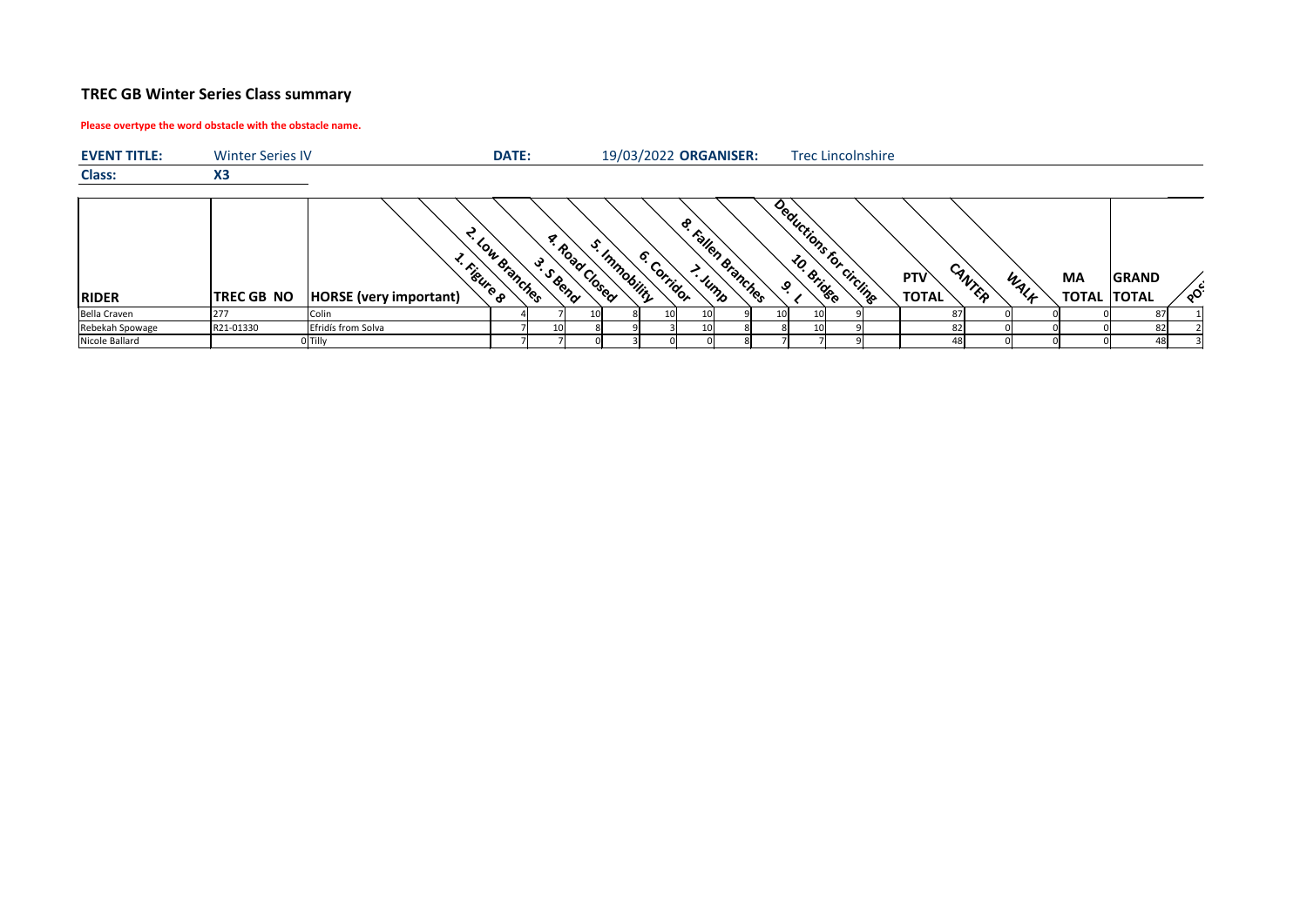# TREC GB Winter Series Class summary

**Please overtype the word obstacle with the obstacle name.**

**EVENT TITLE:** Winter Series IV **DATE:** 19/03/2022 **ORGANISER:** Trec Lincolnshire

**Class:** X3

| RIDER | TREC GB NO | HORSE (very important) | 1. Figure 8 | 2. Low Branches | 3. S Bend | 4. Road Closed | 5. Immobility | 6. Corridor | 7. Jump | 8. Fallen Branches | 9. L | 10. Bridge | Deductions for circling | PTV TOTAL | CANTER | WALK | MA TOTAL | GRAND TOTAL | POS |
|---|---|---|---|---|---|---|---|---|---|---|---|---|---|---|---|---|---|---|---|
| Bella Craven | 277 | Colin | 4 | 7 | 10 | 8 | 10 | 10 | 9 | 10 | 10 | 9 | | 87 | 0 | 0 | 0 | 87 | 1 |
| Rebekah Spowage | R21-01330 | Efridís from Solva | 7 | 10 | 8 | 9 | 3 | 10 | 8 | 8 | 10 | 9 | | 82 | 0 | 0 | 0 | 82 | 2 |
| Nicole Ballard | 0 | Tilly | 7 | 7 | 0 | 3 | 0 | 0 | 8 | 7 | 7 | 9 | | 48 | 0 | 0 | 0 | 48 | 3 |